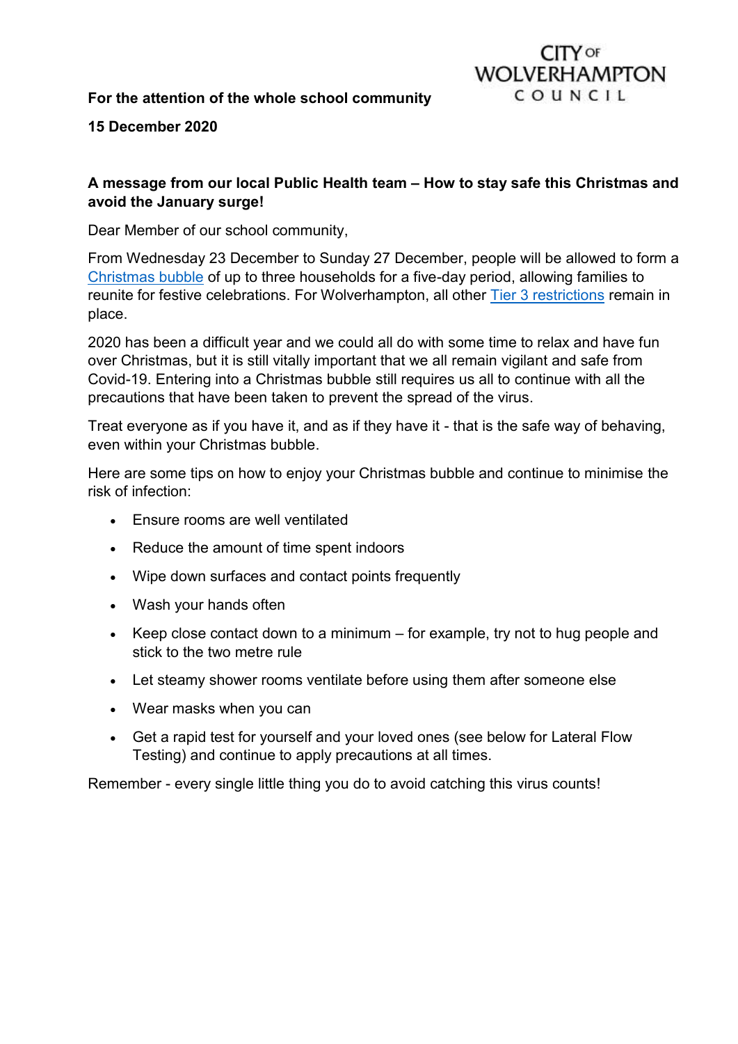CITY OF WOLVERHAMPTON COUNCIL

**For the attention of the whole school community**

**15 December 2020**

**A message from our local Public Health team – How to stay safe this Christmas and avoid the January surge!**

Dear Member of our school community,

From Wednesday 23 December to Sunday 27 December, people will be allowed to form a Christmas bubble of up to three households for a five-day period, allowing families to reunite for festive celebrations. For Wolverhampton, all other Tier 3 restrictions remain in place.

2020 has been a difficult year and we could all do with some time to relax and have fun over Christmas, but it is still vitally important that we all remain vigilant and safe from Covid-19. Entering into a Christmas bubble still requires us all to continue with all the precautions that have been taken to prevent the spread of the virus.

Treat everyone as if you have it, and as if they have it - that is the safe way of behaving, even within your Christmas bubble.

Here are some tips on how to enjoy your Christmas bubble and continue to minimise the risk of infection:

- Ensure rooms are well ventilated
- Reduce the amount of time spent indoors
- Wipe down surfaces and contact points frequently
- Wash your hands often
- Keep close contact down to a minimum – for example, try not to hug people and stick to the two metre rule
- Let steamy shower rooms ventilate before using them after someone else
- Wear masks when you can
- Get a rapid test for yourself and your loved ones (see below for Lateral Flow Testing) and continue to apply precautions at all times.

Remember - every single little thing you do to avoid catching this virus counts!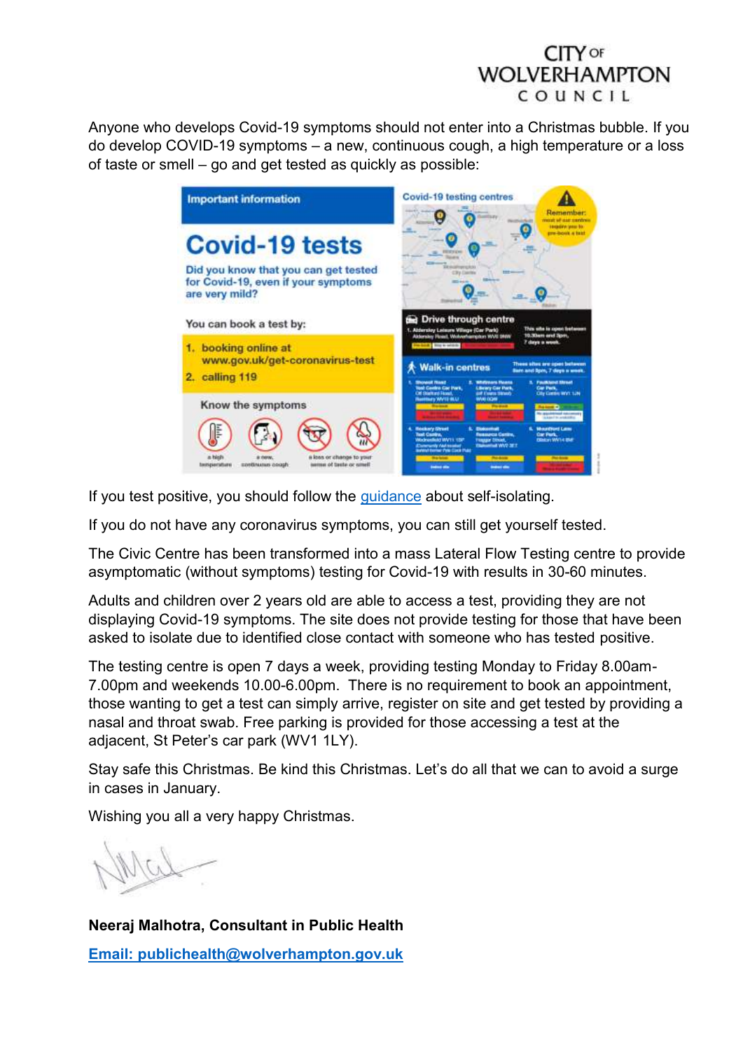Anyone who develops Covid-19 symptoms should not enter into a Christmas bubble. If you do develop COVID-19 symptoms – a new, continuous cough, a high temperature or a loss of taste or smell – go and get tested as quickly as possible:

Important information

**Covid-19 tests**

Did you know that you can get tested for Covid-19, even if your symptoms are very mild?

You can book a test by:

1. booking online at www.gov.uk/get-coronavirus-test
2. calling 119

Know the symptoms

a high temperature | a new, continuous cough | a loss or change to your sense of taste or smell

Covid-19 testing centres

Remember: most of our centres require you to pre-book a test

Drive through centre

Walk-in centres

If you test positive, you should follow the [guidance](#) about self-isolating.

If you do not have any coronavirus symptoms, you can still get yourself tested.

The Civic Centre has been transformed into a mass Lateral Flow Testing centre to provide asymptomatic (without symptoms) testing for Covid-19 with results in 30-60 minutes.

Adults and children over 2 years old are able to access a test, providing they are not displaying Covid-19 symptoms. The site does not provide testing for those that have been asked to isolate due to identified close contact with someone who has tested positive.

The testing centre is open 7 days a week, providing testing Monday to Friday 8.00am-7.00pm and weekends 10.00-6.00pm. There is no requirement to book an appointment, those wanting to get a test can simply arrive, register on site and get tested by providing a nasal and throat swab. Free parking is provided for those accessing a test at the adjacent, St Peter's car park (WV1 1LY).

Stay safe this Christmas. Be kind this Christmas. Let's do all that we can to avoid a surge in cases in January.

Wishing you all a very happy Christmas.

**Neeraj Malhotra, Consultant in Public Health**

**[Email: publichealth@wolverhampton.gov.uk](mailto:publichealth@wolverhampton.gov.uk)**